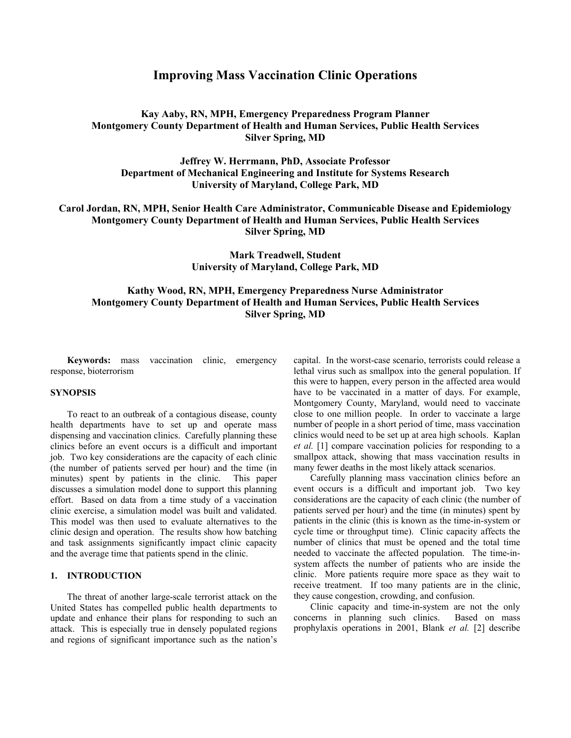# Improving Mass Vaccination Clinic Operations

**Kay Aaby, RN, MPH, Emergency Preparedness Program Planner**
**Montgomery County Department of Health and Human Services, Public Health Services**
**Silver Spring, MD**

**Jeffrey W. Herrmann, PhD, Associate Professor**
**Department of Mechanical Engineering and Institute for Systems Research**
**University of Maryland, College Park, MD**

**Carol Jordan, RN, MPH, Senior Health Care Administrator, Communicable Disease and Epidemiology**
**Montgomery County Department of Health and Human Services, Public Health Services**
**Silver Spring, MD**

**Mark Treadwell, Student**
**University of Maryland, College Park, MD**

**Kathy Wood, RN, MPH, Emergency Preparedness Nurse Administrator**
**Montgomery County Department of Health and Human Services, Public Health Services**
**Silver Spring, MD**

**Keywords:** mass vaccination clinic, emergency response, bioterrorism

## SYNOPSIS

To react to an outbreak of a contagious disease, county health departments have to set up and operate mass dispensing and vaccination clinics. Carefully planning these clinics before an event occurs is a difficult and important job. Two key considerations are the capacity of each clinic (the number of patients served per hour) and the time (in minutes) spent by patients in the clinic. This paper discusses a simulation model done to support this planning effort. Based on data from a time study of a vaccination clinic exercise, a simulation model was built and validated. This model was then used to evaluate alternatives to the clinic design and operation. The results show how batching and task assignments significantly impact clinic capacity and the average time that patients spend in the clinic.

## 1. INTRODUCTION

The threat of another large-scale terrorist attack on the United States has compelled public health departments to update and enhance their plans for responding to such an attack. This is especially true in densely populated regions and regions of significant importance such as the nation's capital. In the worst-case scenario, terrorists could release a lethal virus such as smallpox into the general population. If this were to happen, every person in the affected area would have to be vaccinated in a matter of days. For example, Montgomery County, Maryland, would need to vaccinate close to one million people. In order to vaccinate a large number of people in a short period of time, mass vaccination clinics would need to be set up at area high schools. Kaplan *et al.* [1] compare vaccination policies for responding to a smallpox attack, showing that mass vaccination results in many fewer deaths in the most likely attack scenarios.

Carefully planning mass vaccination clinics before an event occurs is a difficult and important job. Two key considerations are the capacity of each clinic (the number of patients served per hour) and the time (in minutes) spent by patients in the clinic (this is known as the time-in-system or cycle time or throughput time). Clinic capacity affects the number of clinics that must be opened and the total time needed to vaccinate the affected population. The time-in-system affects the number of patients who are inside the clinic. More patients require more space as they wait to receive treatment. If too many patients are in the clinic, they cause congestion, crowding, and confusion.

Clinic capacity and time-in-system are not the only concerns in planning such clinics. Based on mass prophylaxis operations in 2001, Blank *et al.* [2] describe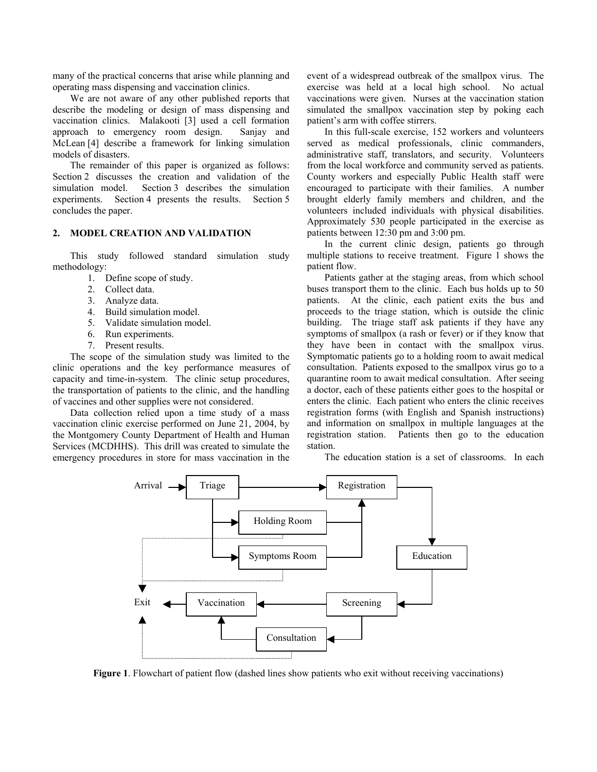many of the practical concerns that arise while planning and operating mass dispensing and vaccination clinics.

We are not aware of any other published reports that describe the modeling or design of mass dispensing and vaccination clinics. Malakooti [3] used a cell formation approach to emergency room design. Sanjay and McLean [4] describe a framework for linking simulation models of disasters.

The remainder of this paper is organized as follows: Section 2 discusses the creation and validation of the simulation model. Section 3 describes the simulation experiments. Section 4 presents the results. Section 5 concludes the paper.

## 2. MODEL CREATION AND VALIDATION

This study followed standard simulation study methodology:

1. Define scope of study.
2. Collect data.
3. Analyze data.
4. Build simulation model.
5. Validate simulation model.
6. Run experiments.
7. Present results.

The scope of the simulation study was limited to the clinic operations and the key performance measures of capacity and time-in-system. The clinic setup procedures, the transportation of patients to the clinic, and the handling of vaccines and other supplies were not considered.

Data collection relied upon a time study of a mass vaccination clinic exercise performed on June 21, 2004, by the Montgomery County Department of Health and Human Services (MCDHHS). This drill was created to simulate the emergency procedures in store for mass vaccination in the event of a widespread outbreak of the smallpox virus. The exercise was held at a local high school. No actual vaccinations were given. Nurses at the vaccination station simulated the smallpox vaccination step by poking each patient's arm with coffee stirrers.

In this full-scale exercise, 152 workers and volunteers served as medical professionals, clinic commanders, administrative staff, translators, and security. Volunteers from the local workforce and community served as patients. County workers and especially Public Health staff were encouraged to participate with their families. A number brought elderly family members and children, and the volunteers included individuals with physical disabilities. Approximately 530 people participated in the exercise as patients between 12:30 pm and 3:00 pm.

In the current clinic design, patients go through multiple stations to receive treatment. Figure 1 shows the patient flow.

Patients gather at the staging areas, from which school buses transport them to the clinic. Each bus holds up to 50 patients. At the clinic, each patient exits the bus and proceeds to the triage station, which is outside the clinic building. The triage staff ask patients if they have any symptoms of smallpox (a rash or fever) or if they know that they have been in contact with the smallpox virus. Symptomatic patients go to a holding room to await medical consultation. Patients exposed to the smallpox virus go to a quarantine room to await medical consultation. After seeing a doctor, each of these patients either goes to the hospital or enters the clinic. Each patient who enters the clinic receives registration forms (with English and Spanish instructions) and information on smallpox in multiple languages at the registration station. Patients then go to the education station.

The education station is a set of classrooms. In each

Arrival
Triage
Registration
Holding Room
Symptoms Room
Education
Exit
Vaccination
Screening
Consultation

**Figure 1**. Flowchart of patient flow (dashed lines show patients who exit without receiving vaccinations)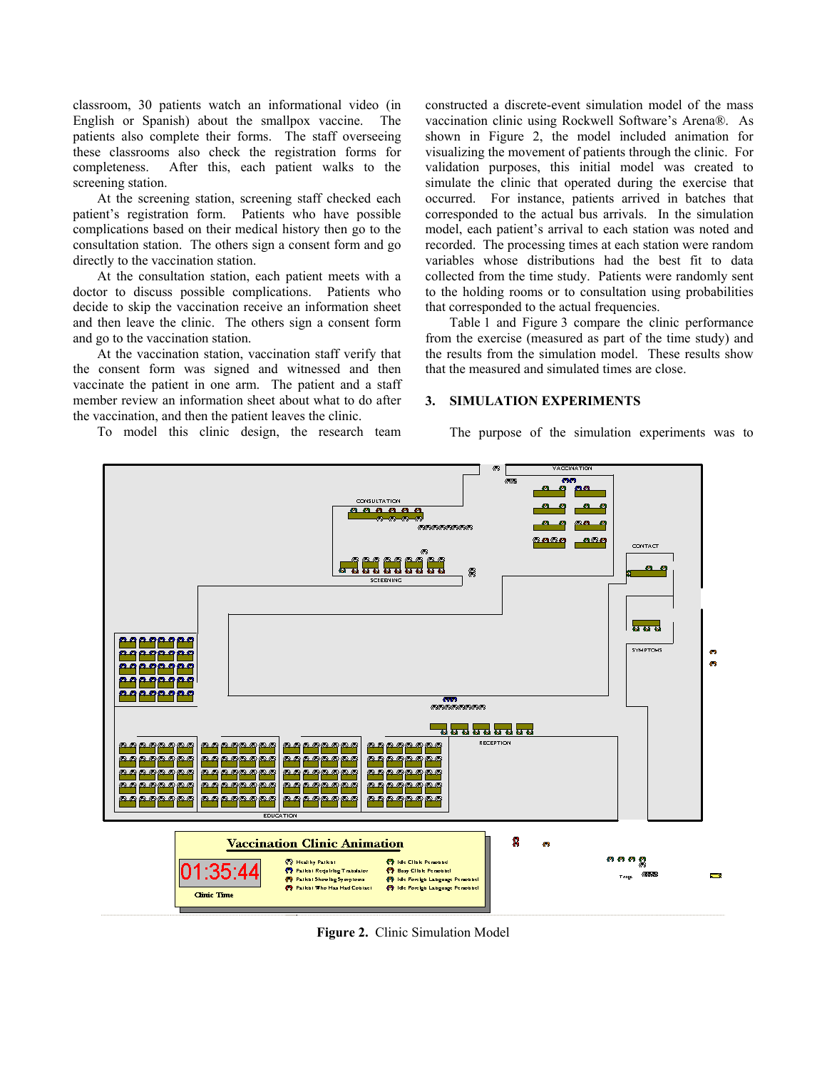classroom, 30 patients watch an informational video (in English or Spanish) about the smallpox vaccine. The patients also complete their forms. The staff overseeing these classrooms also check the registration forms for completeness. After this, each patient walks to the screening station.

At the screening station, screening staff checked each patient's registration form. Patients who have possible complications based on their medical history then go to the consultation station. The others sign a consent form and go directly to the vaccination station.

At the consultation station, each patient meets with a doctor to discuss possible complications. Patients who decide to skip the vaccination receive an information sheet and then leave the clinic. The others sign a consent form and go to the vaccination station.

At the vaccination station, vaccination staff verify that the consent form was signed and witnessed and then vaccinate the patient in one arm. The patient and a staff member review an information sheet about what to do after the vaccination, and then the patient leaves the clinic.

To model this clinic design, the research team constructed a discrete-event simulation model of the mass vaccination clinic using Rockwell Software's Arena®. As shown in Figure 2, the model included animation for visualizing the movement of patients through the clinic. For validation purposes, this initial model was created to simulate the clinic that operated during the exercise that occurred. For instance, patients arrived in batches that corresponded to the actual bus arrivals. In the simulation model, each patient's arrival to each station was noted and recorded. The processing times at each station were random variables whose distributions had the best fit to data collected from the time study. Patients were randomly sent to the holding rooms or to consultation using probabilities that corresponded to the actual frequencies.

Table 1 and Figure 3 compare the clinic performance from the exercise (measured as part of the time study) and the results from the simulation model. These results show that the measured and simulated times are close.

## 3. SIMULATION EXPERIMENTS

The purpose of the simulation experiments was to

VACCINATION

CONSULTATION

CONTACT

SCREENING

SYMPTOMS

RECEPTION

EDUCATION

Vaccination Clinic Animation

01:35:44

Clinic Time

Healthy Patient

Patient Requiring Translator

Patient Showing Symptoms

Patient Who Has Had Contact

Idle Clinic Personnel

Busy Clinic Personnel

Idle Foreign Language Personnel

Idle Foreign Language Personnel

Triage

**Figure 2.** Clinic Simulation Model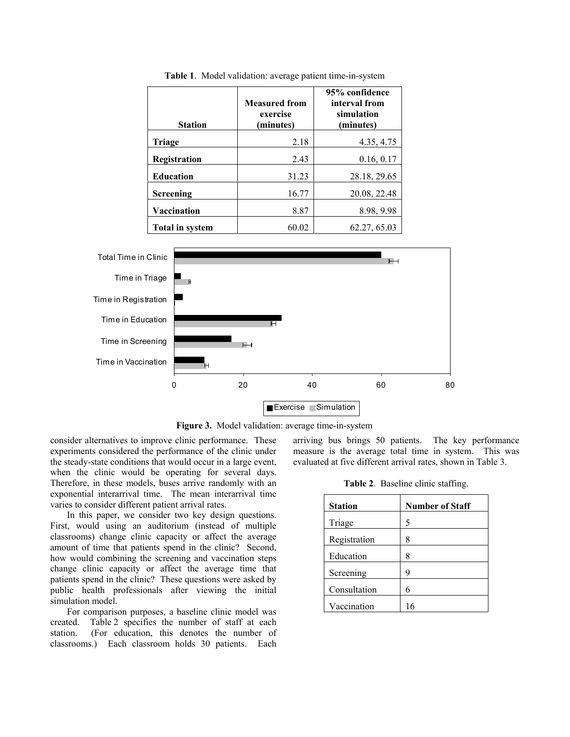**Table 1**. Model validation: average patient time-in-system

| Station | Measured from exercise (minutes) | 95% confidence interval from simulation (minutes) |
| --- | --- | --- |
| **Triage** | 2.18 | 4.35, 4.75 |
| **Registration** | 2.43 | 0.16, 0.17 |
| **Education** | 31.23 | 28.18, 29.65 |
| **Screening** | 16.77 | 20.08, 22.48 |
| **Vaccination** | 8.87 | 8.98, 9.98 |
| **Total in system** | 60.02 | 62.27, 65.03 |

Total Time in Clinic
Time in Triage
Time in Registration
Time in Education
Time in Screening
Time in Vaccination
0 20 40 60 80
Exercise Simulation

**Figure 3.** Model validation: average time-in-system

consider alternatives to improve clinic performance. These experiments considered the performance of the clinic under the steady-state conditions that would occur in a large event, when the clinic would be operating for several days. Therefore, in these models, buses arrive randomly with an exponential interarrival time. The mean interarrival time varies to consider different patient arrival rates.

In this paper, we consider two key design questions. First, would using an auditorium (instead of multiple classrooms) change clinic capacity or affect the average amount of time that patients spend in the clinic? Second, how would combining the screening and vaccination steps change clinic capacity or affect the average time that patients spend in the clinic? These questions were asked by public health professionals after viewing the initial simulation model.

For comparison purposes, a baseline clinic model was created. Table 2 specifies the number of staff at each station. (For education, this denotes the number of classrooms.) Each classroom holds 30 patients. Each arriving bus brings 50 patients. The key performance measure is the average total time in system. This was evaluated at five different arrival rates, shown in Table 3.

**Table 2**. Baseline clinic staffing.

| Station | Number of Staff |
| --- | --- |
| Triage | 5 |
| Registration | 8 |
| Education | 8 |
| Screening | 9 |
| Consultation | 6 |
| Vaccination | 16 |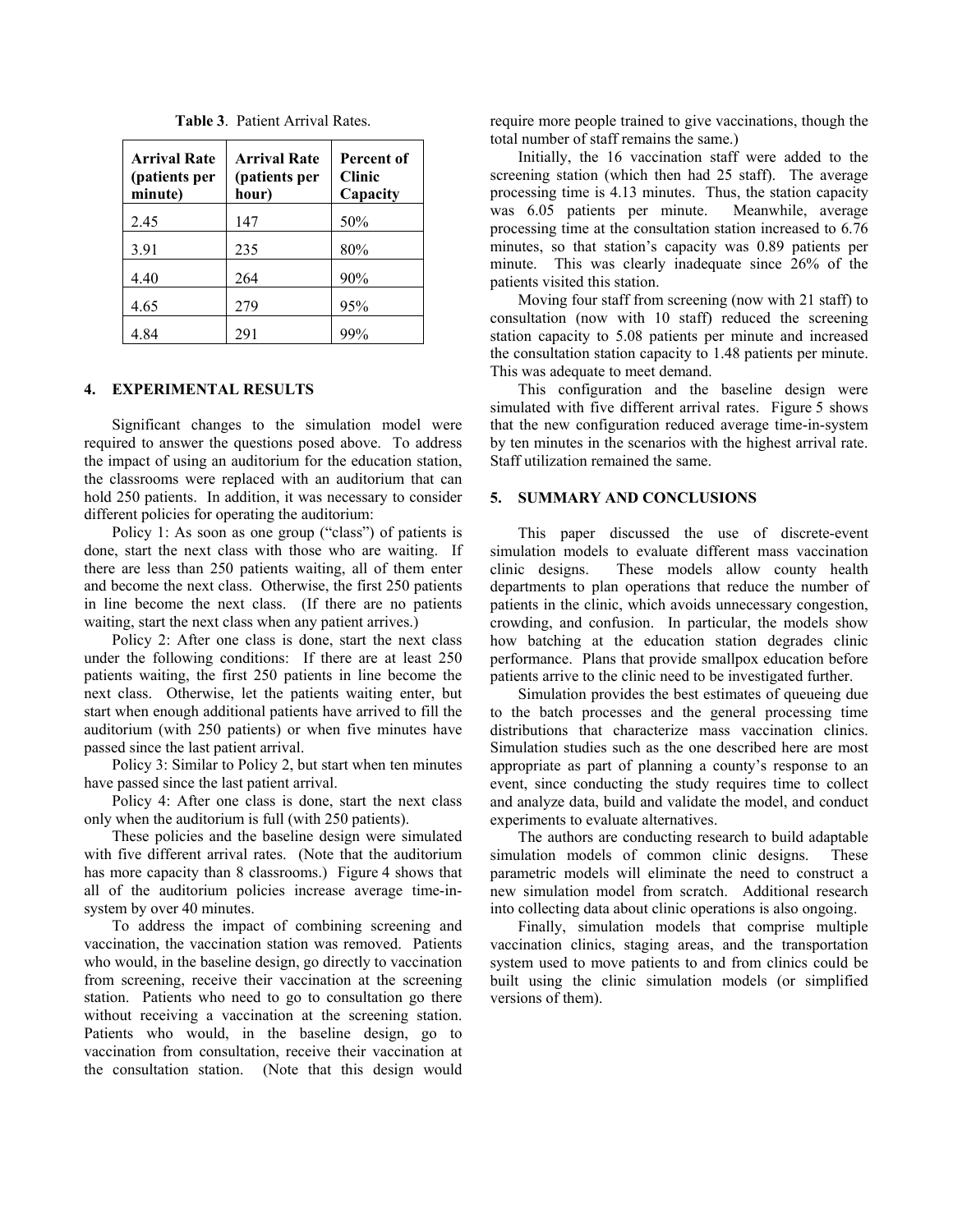**Table 3**. Patient Arrival Rates.

| Arrival Rate (patients per minute) | Arrival Rate (patients per hour) | Percent of Clinic Capacity |
|---|---|---|
| 2.45 | 147 | 50% |
| 3.91 | 235 | 80% |
| 4.40 | 264 | 90% |
| 4.65 | 279 | 95% |
| 4.84 | 291 | 99% |

## 4. EXPERIMENTAL RESULTS

Significant changes to the simulation model were required to answer the questions posed above. To address the impact of using an auditorium for the education station, the classrooms were replaced with an auditorium that can hold 250 patients. In addition, it was necessary to consider different policies for operating the auditorium:

Policy 1: As soon as one group ("class") of patients is done, start the next class with those who are waiting. If there are less than 250 patients waiting, all of them enter and become the next class. Otherwise, the first 250 patients in line become the next class. (If there are no patients waiting, start the next class when any patient arrives.)

Policy 2: After one class is done, start the next class under the following conditions: If there are at least 250 patients waiting, the first 250 patients in line become the next class. Otherwise, let the patients waiting enter, but start when enough additional patients have arrived to fill the auditorium (with 250 patients) or when five minutes have passed since the last patient arrival.

Policy 3: Similar to Policy 2, but start when ten minutes have passed since the last patient arrival.

Policy 4: After one class is done, start the next class only when the auditorium is full (with 250 patients).

These policies and the baseline design were simulated with five different arrival rates. (Note that the auditorium has more capacity than 8 classrooms.) Figure 4 shows that all of the auditorium policies increase average time-in-system by over 40 minutes.

To address the impact of combining screening and vaccination, the vaccination station was removed. Patients who would, in the baseline design, go directly to vaccination from screening, receive their vaccination at the screening station. Patients who need to go to consultation go there without receiving a vaccination at the screening station. Patients who would, in the baseline design, go to vaccination from consultation, receive their vaccination at the consultation station. (Note that this design would require more people trained to give vaccinations, though the total number of staff remains the same.)

Initially, the 16 vaccination staff were added to the screening station (which then had 25 staff). The average processing time is 4.13 minutes. Thus, the station capacity was 6.05 patients per minute. Meanwhile, average processing time at the consultation station increased to 6.76 minutes, so that station's capacity was 0.89 patients per minute. This was clearly inadequate since 26% of the patients visited this station.

Moving four staff from screening (now with 21 staff) to consultation (now with 10 staff) reduced the screening station capacity to 5.08 patients per minute and increased the consultation station capacity to 1.48 patients per minute. This was adequate to meet demand.

This configuration and the baseline design were simulated with five different arrival rates. Figure 5 shows that the new configuration reduced average time-in-system by ten minutes in the scenarios with the highest arrival rate. Staff utilization remained the same.

## 5. SUMMARY AND CONCLUSIONS

This paper discussed the use of discrete-event simulation models to evaluate different mass vaccination clinic designs. These models allow county health departments to plan operations that reduce the number of patients in the clinic, which avoids unnecessary congestion, crowding, and confusion. In particular, the models show how batching at the education station degrades clinic performance. Plans that provide smallpox education before patients arrive to the clinic need to be investigated further.

Simulation provides the best estimates of queueing due to the batch processes and the general processing time distributions that characterize mass vaccination clinics. Simulation studies such as the one described here are most appropriate as part of planning a county's response to an event, since conducting the study requires time to collect and analyze data, build and validate the model, and conduct experiments to evaluate alternatives.

The authors are conducting research to build adaptable simulation models of common clinic designs. These parametric models will eliminate the need to construct a new simulation model from scratch. Additional research into collecting data about clinic operations is also ongoing.

Finally, simulation models that comprise multiple vaccination clinics, staging areas, and the transportation system used to move patients to and from clinics could be built using the clinic simulation models (or simplified versions of them).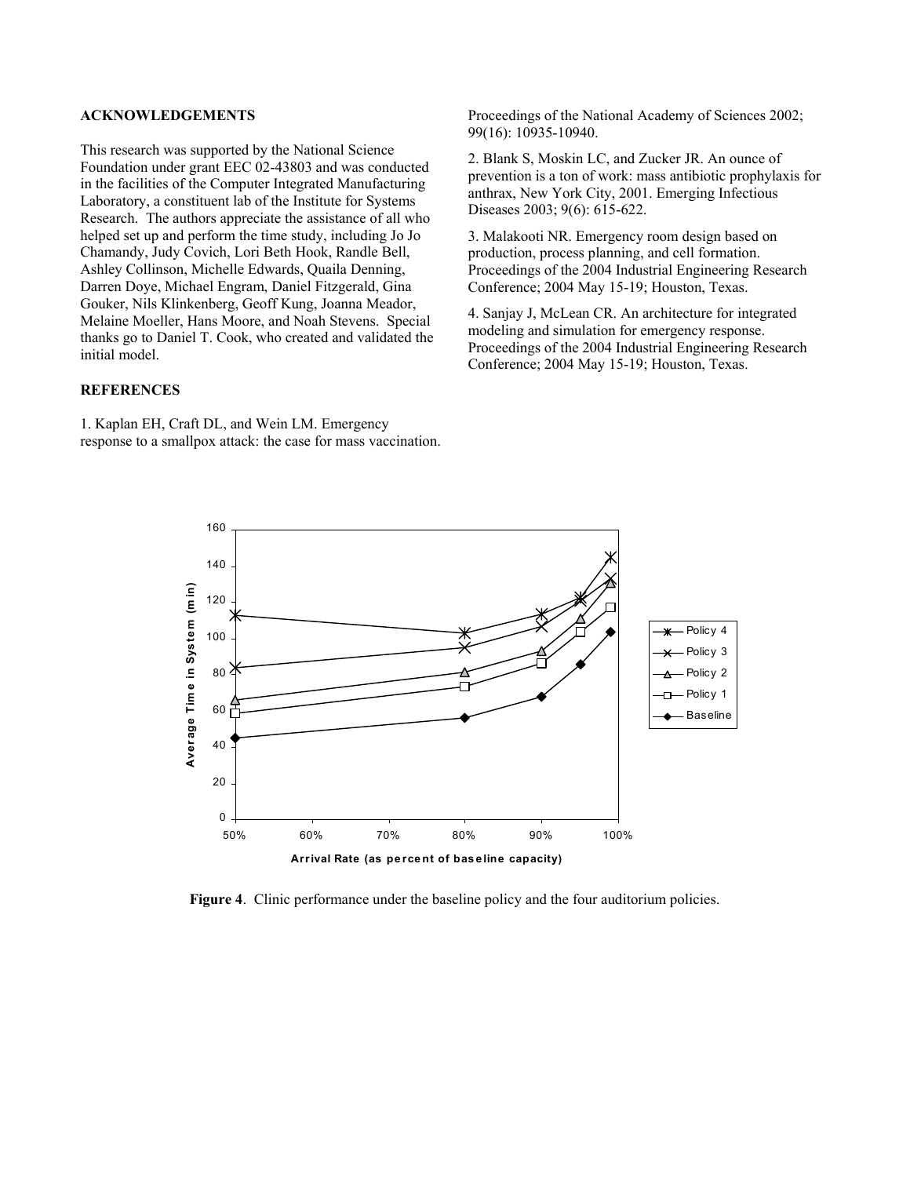## ACKNOWLEDGEMENTS

This research was supported by the National Science Foundation under grant EEC 02-43803 and was conducted in the facilities of the Computer Integrated Manufacturing Laboratory, a constituent lab of the Institute for Systems Research. The authors appreciate the assistance of all who helped set up and perform the time study, including Jo Jo Chamandy, Judy Covich, Lori Beth Hook, Randle Bell, Ashley Collinson, Michelle Edwards, Quaila Denning, Darren Doye, Michael Engram, Daniel Fitzgerald, Gina Gouker, Nils Klinkenberg, Geoff Kung, Joanna Meador, Melaine Moeller, Hans Moore, and Noah Stevens. Special thanks go to Daniel T. Cook, who created and validated the initial model.

## REFERENCES

1. Kaplan EH, Craft DL, and Wein LM. Emergency response to a smallpox attack: the case for mass vaccination. Proceedings of the National Academy of Sciences 2002; 99(16): 10935-10940.

2. Blank S, Moskin LC, and Zucker JR. An ounce of prevention is a ton of work: mass antibiotic prophylaxis for anthrax, New York City, 2001. Emerging Infectious Diseases 2003; 9(6): 615-622.

3. Malakooti NR. Emergency room design based on production, process planning, and cell formation. Proceedings of the 2004 Industrial Engineering Research Conference; 2004 May 15-19; Houston, Texas.

4. Sanjay J, McLean CR. An architecture for integrated modeling and simulation for emergency response. Proceedings of the 2004 Industrial Engineering Research Conference; 2004 May 15-19; Houston, Texas.

Average Time in System (min)

0, 20, 40, 60, 80, 100, 120, 140, 160

Arrival Rate (as percent of baseline capacity)

50%, 60%, 70%, 80%, 90%, 100%

Policy 4
Policy 3
Policy 2
Policy 1
Baseline

**Figure 4**. Clinic performance under the baseline policy and the four auditorium policies.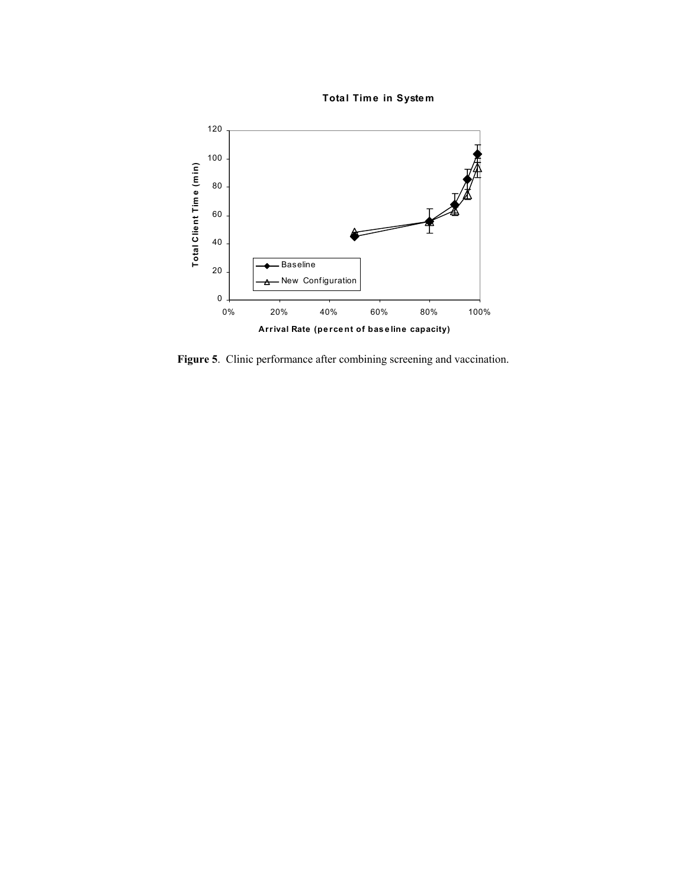Total Time in System

Total Client Time (min)

120

100

80

60

40

20

0

0%

20%

40%

60%

80%

100%

Arrival Rate (percent of baseline capacity)

Baseline

New Configuration

**Figure 5**. Clinic performance after combining screening and vaccination.